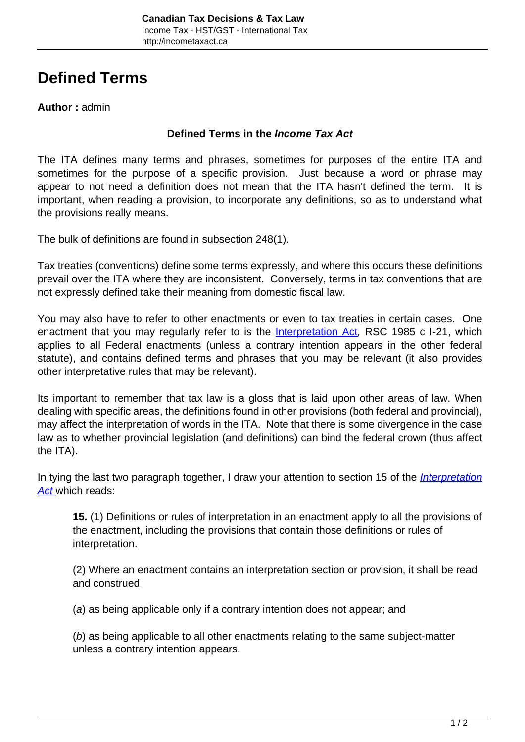# Defined Terms

**Author :** admin

**Defined Terms in the *Income Tax Act***

The ITA defines many terms and phrases, sometimes for purposes of the entire ITA and sometimes for the purpose of a specific provision. Just because a word or phrase may appear to not need a definition does not mean that the ITA hasn't defined the term. It is important, when reading a provision, to incorporate any definitions, so as to understand what the provisions really means.

The bulk of definitions are found in subsection 248(1).

Tax treaties (conventions) define some terms expressly, and where this occurs these definitions prevail over the ITA where they are inconsistent. Conversely, terms in tax conventions that are not expressly defined take their meaning from domestic fiscal law.

You may also have to refer to other enactments or even to tax treaties in certain cases. One enactment that you may regularly refer to is the Interpretation Act, RSC 1985 c I-21, which applies to all Federal enactments (unless a contrary intention appears in the other federal statute), and contains defined terms and phrases that you may be relevant (it also provides other interpretative rules that may be relevant).

Its important to remember that tax law is a gloss that is laid upon other areas of law. When dealing with specific areas, the definitions found in other provisions (both federal and provincial), may affect the interpretation of words in the ITA. Note that there is some divergence in the case law as to whether provincial legislation (and definitions) can bind the federal crown (thus affect the ITA).

In tying the last two paragraph together, I draw your attention to section 15 of the *Interpretation Act* which reads:

> **15.** (1) Definitions or rules of interpretation in an enactment apply to all the provisions of the enactment, including the provisions that contain those definitions or rules of interpretation.
>
> (2) Where an enactment contains an interpretation section or provision, it shall be read and construed
>
> (*a*) as being applicable only if a contrary intention does not appear; and
>
> (*b*) as being applicable to all other enactments relating to the same subject-matter unless a contrary intention appears.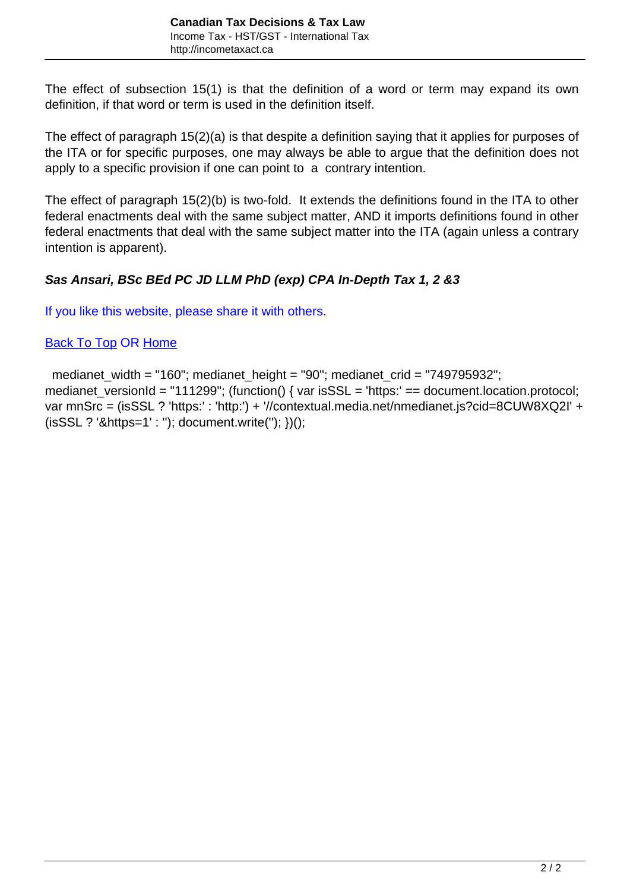The effect of subsection 15(1) is that the definition of a word or term may expand its own definition, if that word or term is used in the definition itself.

The effect of paragraph 15(2)(a) is that despite a definition saying that it applies for purposes of the ITA or for specific purposes, one may always be able to argue that the definition does not apply to a specific provision if one can point to a contrary intention.

The effect of paragraph 15(2)(b) is two-fold. It extends the definitions found in the ITA to other federal enactments deal with the same subject matter, AND it imports definitions found in other federal enactments that deal with the same subject matter into the ITA (again unless a contrary intention is apparent).

***Sas Ansari, BSc BEd PC JD LLM PhD (exp) CPA In-Depth Tax 1, 2 &3***

If you like this website, please share it with others.

Back To Top OR Home

medianet_width = "160"; medianet_height = "90"; medianet_crid = "749795932"; medianet_versionId = "111299"; (function() { var isSSL = 'https:' == document.location.protocol; var mnSrc = (isSSL ? 'https:' : 'http:') + '//contextual.media.net/nmedianet.js?cid=8CUW8XQ2I' + (isSSL ? '&https=1' : ''); document.write(''); })();